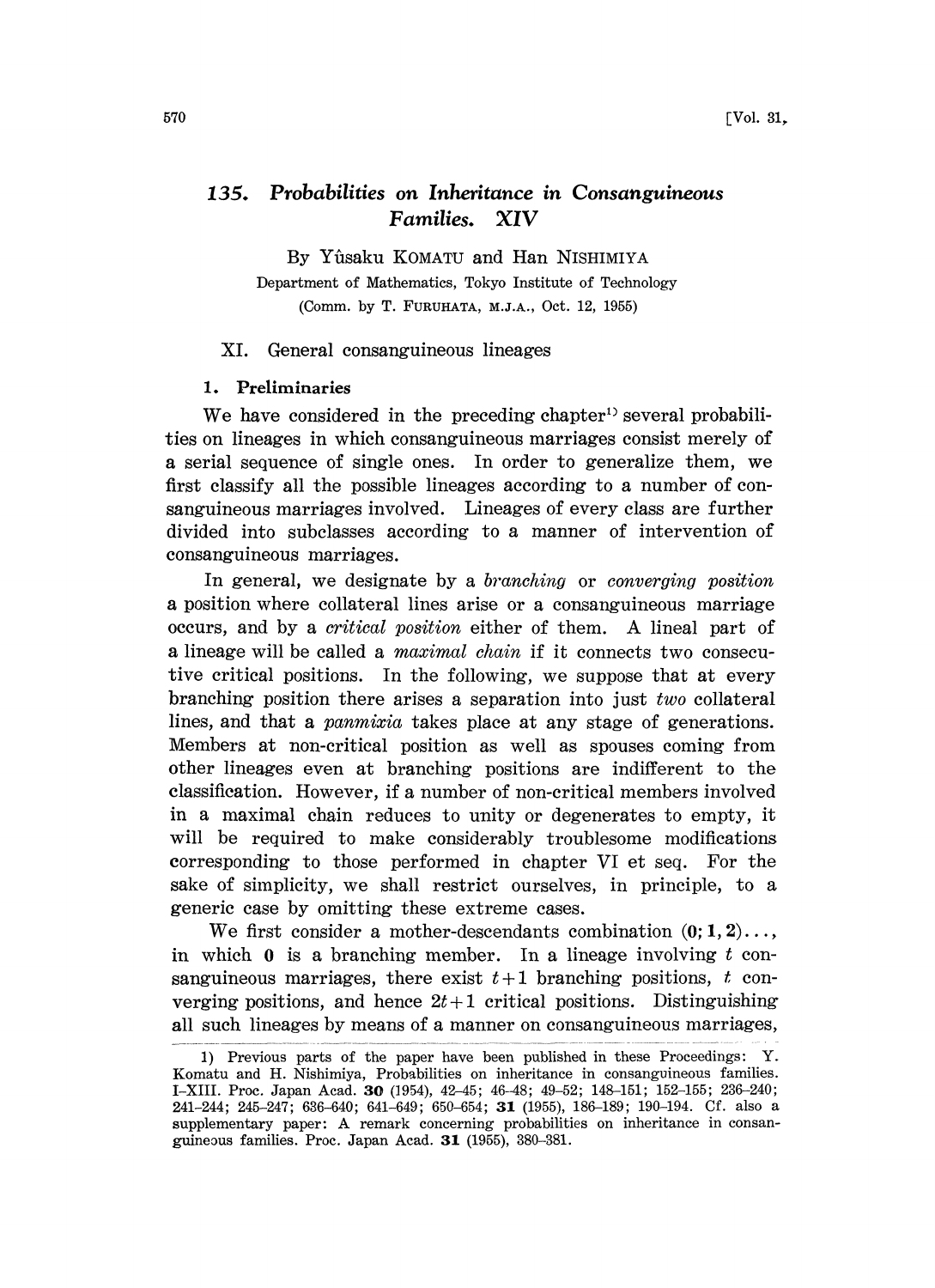# 135. *Probabilities on Inheritance in Consanguineous Families. XIV*

By Yûsaku KOMATU and Han NISHIMIYA

Department of Mathematics, Tokyo Institute of Technology

(Comm. by T. FURUHATA, M.J.A., Oct. 12, 1955)

## XI. General consanguineous lineages

### 1. Preliminaries

We have considered in the preceding chapter[1] several probabilities on lineages in which consanguineous marriages consist merely of a serial sequence of single ones. In order to generalize them, we first classify all the possible lineages according to a number of consanguineous marriages involved. Lineages of every class are further divided into subclasses according to a manner of intervention of consanguineous marriages.

In general, we designate by a *branching* or *converging position* a position where collateral lines arise or a consanguineous marriage occurs, and by a *critical position* either of them. A lineal part of a lineage will be called a *maximal chain* if it connects two consecutive critical positions. In the following, we suppose that at every branching position there arises a separation into just *two* collateral lines, and that a *panmixia* takes place at any stage of generations. Members at non-critical position as well as spouses coming from other lineages even at branching positions are indifferent to the classification. However, if a number of non-critical members involved in a maximal chain reduces to unity or degenerates to empty, it will be required to make considerably troublesome modifications corresponding to those performed in chapter VI et seq. For the sake of simplicity, we shall restrict ourselves, in principle, to a generic case by omitting these extreme cases.

We first consider a mother-descendants combination $(\mathbf{0};\mathbf{1},\mathbf{2})\ldots$, in which $\mathbf{0}$ is a branching member. In a lineage involving $t$ consanguineous marriages, there exist $t+1$ branching positions, $t$ converging positions, and hence $2t+1$ critical positions. Distinguishing all such lineages by means of a manner on consanguineous marriages,

---

1) Previous parts of the paper have been published in these Proceedings: Y. Komatu and H. Nishimiya, Probabilities on inheritance in consanguineous families. I–XIII. Proc. Japan Acad. **30** (1954), 42–45; 46–48; 49–52; 148–151; 152–155; 236–240; 241–244; 245–247; 636–640; 641–649; 650–654; **31** (1955), 186–189; 190–194. Cf. also a supplementary paper: A remark concerning probabilities on inheritance in consanguineous families. Proc. Japan Acad. **31** (1955), 380–381.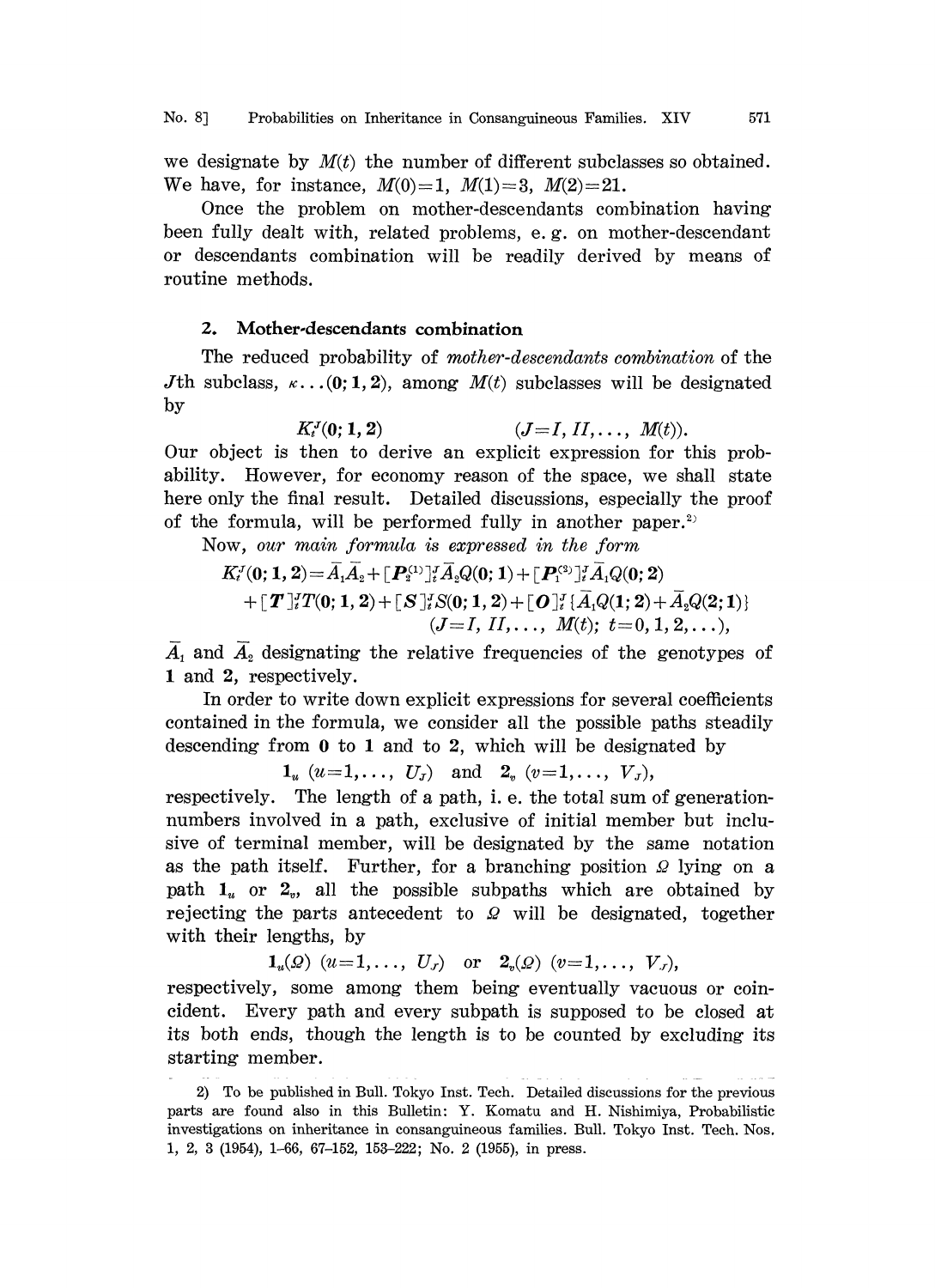we designate by $M(t)$ the number of different subclasses so obtained. We have, for instance, $M(0)=1$, $M(1)=3$, $M(2)=21$.

Once the problem on mother-descendants combination having been fully dealt with, related problems, e. g. on mother-descendant or descendants combination will be readily derived by means of routine methods.

## 2. Mother-descendants combination

The reduced probability of *mother-descendants combination* of the $J$th subclass, $\kappa\ldots(\mathbf{0};\mathbf{1},\mathbf{2})$, among $M(t)$ subclasses will be designated by

$$K_t^J(\mathbf{0};\mathbf{1},\mathbf{2}) \qquad (J=I, II, \ldots, M(t)).$$

Our object is then to derive an explicit expression for this probability. However, for economy reason of the space, we shall state here only the final result. Detailed discussions, especially the proof of the formula, will be performed fully in another paper.[2]

Now, *our main formula is expressed in the form*

$$\begin{aligned} K_t^J(\mathbf{0};\mathbf{1},\mathbf{2}) = {} & \bar{A}_1\bar{A}_2 + [\boldsymbol{P}_2^{(1)}]_t^J\bar{A}_2Q(\mathbf{0};\mathbf{1}) + [\boldsymbol{P}_1^{(2)}]_t^J\bar{A}_1Q(\mathbf{0};\mathbf{2}) \\ & + [\boldsymbol{T}]_t^J T(\mathbf{0};\mathbf{1},\mathbf{2}) + [\boldsymbol{S}]_t^J S(\mathbf{0};\mathbf{1},\mathbf{2}) + [\boldsymbol{O}]_t^J\{\bar{A}_1Q(\mathbf{1};\mathbf{2}) + \bar{A}_2Q(\mathbf{2};\mathbf{1})\} \\ & \qquad (J=I, II, \ldots, M(t);\ t=0, 1, 2, \ldots), \end{aligned}$$

$\bar{A}_1$ and $\bar{A}_2$ designating the relative frequencies of the genotypes of $\mathbf{1}$ and $\mathbf{2}$, respectively.

In order to write down explicit expressions for several coefficients contained in the formula, we consider all the possible paths steadily descending from $\mathbf{0}$ to $\mathbf{1}$ and to $\mathbf{2}$, which will be designated by

$$\mathbf{1}_u \ (u=1, \ldots, U_J) \quad \text{and} \quad \mathbf{2}_v \ (v=1, \ldots, V_J),$$

respectively. The length of a path, i. e. the total sum of generation-numbers involved in a path, exclusive of initial member but inclusive of terminal member, will be designated by the same notation as the path itself. Further, for a branching position $\Omega$ lying on a path $\mathbf{1}_u$ or $\mathbf{2}_v$, all the possible subpaths which are obtained by rejecting the parts antecedent to $\Omega$ will be designated, together with their lengths, by

$$\mathbf{1}_u(\Omega) \ (u=1, \ldots, U_J) \quad \text{or} \quad \mathbf{2}_v(\Omega) \ (v=1, \ldots, V_J),$$

respectively, some among them being eventually vacuous or coincident. Every path and every subpath is supposed to be closed at its both ends, though the length is to be counted by excluding its starting member.

---

2) To be published in Bull. Tokyo Inst. Tech. Detailed discussions for the previous parts are found also in this Bulletin: Y. Komatu and H. Nishimiya, Probabilistic investigations on inheritance in consanguineous families. Bull. Tokyo Inst. Tech. Nos. 1, 2, 3 (1954), 1–66, 67–152, 153–222; No. 2 (1955), in press.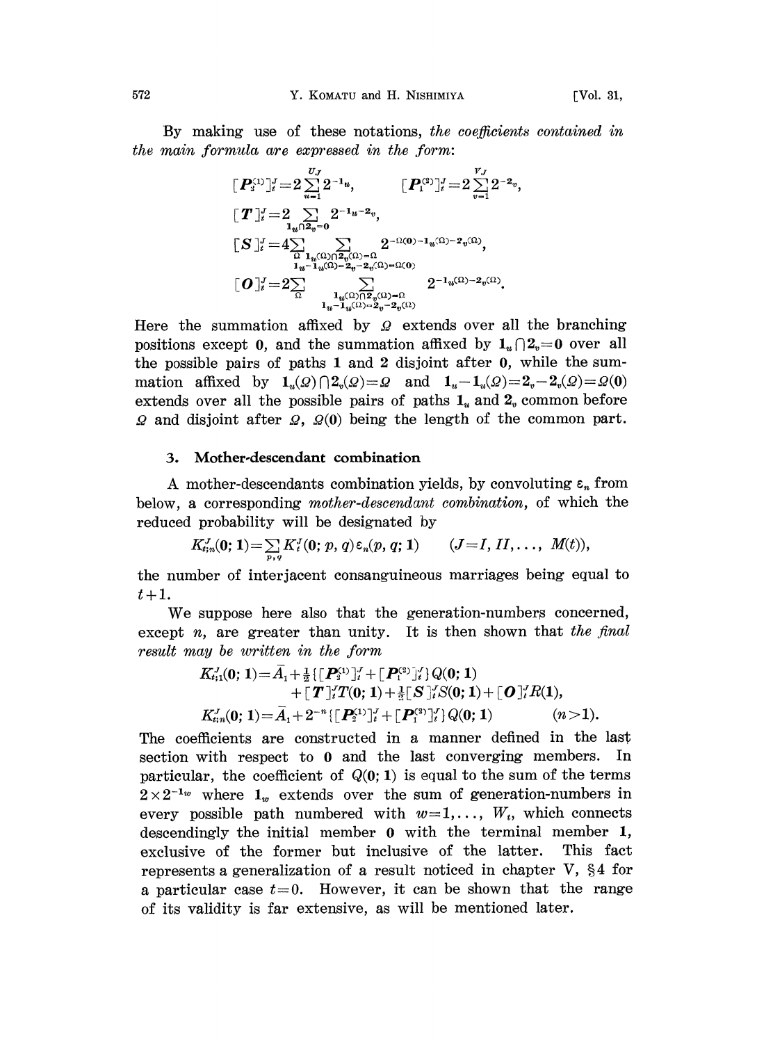By making use of these notations, *the coefficients contained in the main formula are expressed in the form*:

$$[\boldsymbol{P}_2^{(1)}]_t^J = 2\sum_{u=1}^{U_J} 2^{-\mathbf{1}_u}, \qquad [\boldsymbol{P}_1^{(2)}]_t^J = 2\sum_{v=1}^{V_J} 2^{-\mathbf{2}_v},$$

$$[\boldsymbol{T}]_t^J = 2\sum_{\mathbf{1}_u \cap \mathbf{2}_v = \mathbf{0}} 2^{-\mathbf{1}_u - \mathbf{2}_v},$$

$$[\boldsymbol{S}]_t^J = 4\sum_{\Omega} \sum_{\substack{\mathbf{1}_u(\Omega) \cap \mathbf{2}_v(\Omega) = \Omega \\ \mathbf{1}_u - \mathbf{1}_u(\Omega) = \mathbf{2}_v - \mathbf{2}_v(\Omega) = \Omega(\mathbf{0})}} 2^{-\Omega(\mathbf{0}) - \mathbf{1}_u(\Omega) - \mathbf{2}_v(\Omega)},$$

$$[\boldsymbol{O}]_t^J = 2\sum_{\Omega} \sum_{\substack{\mathbf{1}_u(\Omega) \cap \mathbf{2}_v(\Omega) = \Omega \\ \mathbf{1}_u - \mathbf{1}_u(\Omega) = \mathbf{2}_v - \mathbf{2}_v(\Omega)}} 2^{-\mathbf{1}_u(\Omega) - \mathbf{2}_v(\Omega)}.$$

Here the summation affixed by $\Omega$ extends over all the branching positions except $\mathbf{0}$, and the summation affixed by $\mathbf{1}_u \cap \mathbf{2}_v = \mathbf{0}$ over all the possible pairs of paths $\mathbf{1}$ and $\mathbf{2}$ disjoint after $\mathbf{0}$, while the summation affixed by $\mathbf{1}_u(\Omega) \cap \mathbf{2}_v(\Omega) = \Omega$ and $\mathbf{1}_u - \mathbf{1}_u(\Omega) = \mathbf{2}_v - \mathbf{2}_v(\Omega) = \Omega(\mathbf{0})$ extends over all the possible pairs of paths $\mathbf{1}_u$ and $\mathbf{2}_v$ common before $\Omega$ and disjoint after $\Omega$, $\Omega(\mathbf{0})$ being the length of the common part.

### 3. Mother-descendant combination

A mother-descendants combination yields, by convoluting $\varepsilon_n$ from below, a corresponding *mother-descendant combination*, of which the reduced probability will be designated by

$$K_{t;n}^J(\mathbf{0};\mathbf{1}) = \sum_{p,q} K_t^J(\mathbf{0}; p, q)\varepsilon_n(p, q; \mathbf{1}) \qquad (J = I, II, \ldots, M(t)),$$

the number of interjacent consanguineous marriages being equal to $t+1$.

We suppose here also that the generation-numbers concerned, except $n$, are greater than unity. It is then shown that *the final result may be written in the form*

$$K_{t;1}^J(\mathbf{0};\mathbf{1}) = \bar{A}_1 + \tfrac{1}{2}\{[\boldsymbol{P}_2^{(1)}]_t^J + [\boldsymbol{P}_1^{(2)}]_t^J\}Q(\mathbf{0};\mathbf{1}) + [\boldsymbol{T}]_t^J T(\mathbf{0};\mathbf{1}) + \tfrac{1}{2}[\boldsymbol{S}]_t^J S(\mathbf{0};\mathbf{1}) + [\boldsymbol{O}]_t^J R(\mathbf{1}),$$

$$K_{t;n}^J(\mathbf{0};\mathbf{1}) = \bar{A}_1 + 2^{-n}\{[\boldsymbol{P}_2^{(1)}]_t^J + [\boldsymbol{P}_1^{(2)}]_t^J\}Q(\mathbf{0};\mathbf{1}) \qquad (n>1).$$

The coefficients are constructed in a manner defined in the last section with respect to $\mathbf{0}$ and the last converging members. In particular, the coefficient of $Q(\mathbf{0};\mathbf{1})$ is equal to the sum of the terms $2\times 2^{-\mathbf{1}_w}$ where $\mathbf{1}_w$ extends over the sum of generation-numbers in every possible path numbered with $w=1,\ldots, W_t$, which connects descendingly the initial member $\mathbf{0}$ with the terminal member $\mathbf{1}$, exclusive of the former but inclusive of the latter. This fact represents a generalization of a result noticed in chapter V, §4 for a particular case $t=0$. However, it can be shown that the range of its validity is far extensive, as will be mentioned later.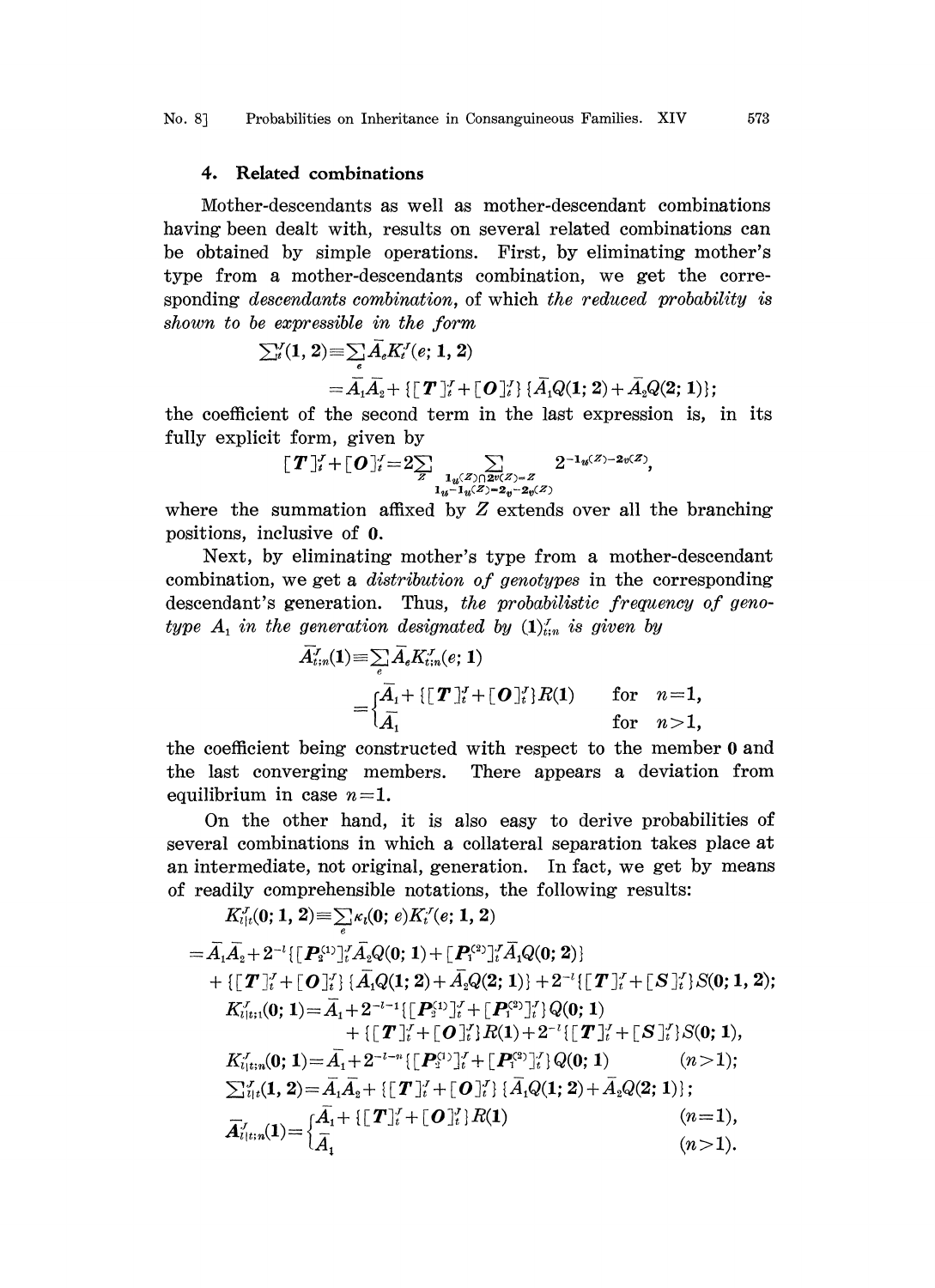## 4. Related combinations

Mother-descendants as well as mother-descendant combinations having been dealt with, results on several related combinations can be obtained by simple operations. First, by eliminating mother's type from a mother-descendants combination, we get the corresponding *descendants combination*, of which *the reduced probability is shown to be expressible in the form*

$$\sum\nolimits_t^{\gamma}(\mathbf{1}, \mathbf{2}) \equiv \sum_e \bar{A}_e K_t^{\gamma}(e; \mathbf{1}, \mathbf{2})$$

$$= \bar{A}_1\bar{A}_2 + \{[\boldsymbol{T}]_t^{\gamma} + [\boldsymbol{O}]_t^{\gamma}\}\{\bar{A}_1 Q(\mathbf{1}; \mathbf{2}) + \bar{A}_2 Q(\mathbf{2}; \mathbf{1})\};$$

the coefficient of the second term in the last expression is, in its fully explicit form, given by

$$[\boldsymbol{T}]_t^{\gamma} + [\boldsymbol{O}]_t^{\gamma} = 2\sum_Z \sum_{\substack{\mathbf{1}_u(Z) \cap \mathbf{2}_v(Z) = Z \\ \mathbf{1}_u - \mathbf{1}_u(Z) = \mathbf{2}_v - \mathbf{2}_v(Z)}} 2^{-\mathbf{1}_u(Z) - \mathbf{2}_v(Z)},$$

where the summation affixed by $Z$ extends over all the branching positions, inclusive of $\mathbf{0}$.

Next, by eliminating mother's type from a mother-descendant combination, we get a *distribution of genotypes* in the corresponding descendant's generation. Thus, *the probabilistic frequency of genotype $A_1$ in the generation designated by $(\mathbf{1})_{t;n}^{\gamma}$ is given by*

$$\bar{A}_{t;n}^{\gamma}(\mathbf{1}) \equiv \sum_e \bar{A}_e K_{t;n}^{\gamma}(e; \mathbf{1})$$

$$= \begin{cases} \bar{A}_1 + \{[\boldsymbol{T}]_t^{\gamma} + [\boldsymbol{O}]_t^{\gamma}\}R(\mathbf{1}) & \text{for} \quad n=1, \\ \bar{A}_1 & \text{for} \quad n>1, \end{cases}$$

the coefficient being constructed with respect to the member $\mathbf{0}$ and the last converging members. There appears a deviation from equilibrium in case $n=1$.

On the other hand, it is also easy to derive probabilities of several combinations in which a collateral separation takes place at an intermediate, not original, generation. In fact, we get by means of readily comprehensible notations, the following results:

$$K_{l|t}^{\gamma}(\mathbf{0}; \mathbf{1}, \mathbf{2}) \equiv \sum_e \kappa_l(\mathbf{0}; e) K_t^{\gamma}(e; \mathbf{1}, \mathbf{2})$$

$$= \bar{A}_1\bar{A}_2 + 2^{-l}\{[\boldsymbol{P}_2^{(1)}]_t^{\gamma}\bar{A}_2 Q(\mathbf{0}; \mathbf{1}) + [\boldsymbol{P}_1^{(2)}]_t^{\gamma}\bar{A}_1 Q(\mathbf{0}; \mathbf{2})\}$$

$$+ \{[\boldsymbol{T}]_t^{\gamma} + [\boldsymbol{O}]_t^{\gamma}\}\{\bar{A}_1 Q(\mathbf{1}; \mathbf{2}) + \bar{A}_2 Q(\mathbf{2}; \mathbf{1})\} + 2^{-l}\{[\boldsymbol{T}]_t^{\gamma} + [\boldsymbol{S}]_t^{\gamma}\}S(\mathbf{0}; \mathbf{1}, \mathbf{2});$$

$$K_{l|t;1}^{\gamma}(\mathbf{0}; \mathbf{1}) = \bar{A}_1 + 2^{-l-1}\{[\boldsymbol{P}_2^{(1)}]_t^{\gamma} + [\boldsymbol{P}_1^{(2)}]_t^{\gamma}\}Q(\mathbf{0}; \mathbf{1})$$

$$+ \{[\boldsymbol{T}]_t^{\gamma} + [\boldsymbol{O}]_t^{\gamma}\}R(\mathbf{1}) + 2^{-l}\{[\boldsymbol{T}]_t^{\gamma} + [\boldsymbol{S}]_t^{\gamma}\}S(\mathbf{0}; \mathbf{1}),$$

$$K_{l|t;n}^{\gamma}(\mathbf{0}; \mathbf{1}) = \bar{A}_1 + 2^{-l-n}\{[\boldsymbol{P}_2^{(1)}]_t^{\gamma} + [\boldsymbol{P}_1^{(2)}]_t^{\gamma}\}Q(\mathbf{0}; \mathbf{1}) \qquad (n>1);$$

$$\sum\nolimits_{l|t}^{\gamma}(\mathbf{1}, \mathbf{2}) = \bar{A}_1\bar{A}_2 + \{[\boldsymbol{T}]_t^{\gamma} + [\boldsymbol{O}]_t^{\gamma}\}\{\bar{A}_1 Q(\mathbf{1}; \mathbf{2}) + \bar{A}_2 Q(\mathbf{2}; \mathbf{1})\};$$

$$\bar{A}_{l|t;n}^{\gamma}(\mathbf{1}) = \begin{cases} \bar{A}_1 + \{[\boldsymbol{T}]_t^{\gamma} + [\boldsymbol{O}]_t^{\gamma}\}R(\mathbf{1}) & (n=1), \\ \bar{A}_1 & (n>1). \end{cases}$$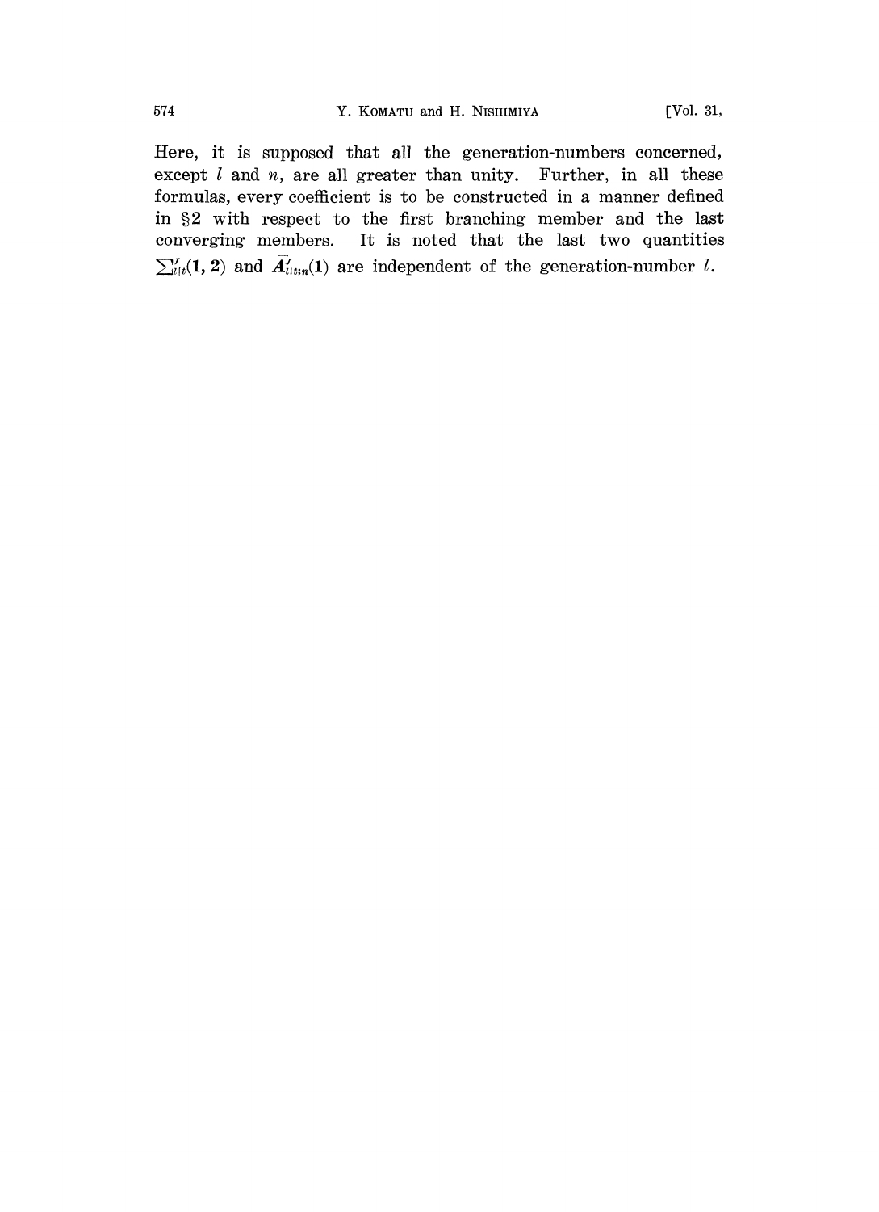Here, it is supposed that all the generation-numbers concerned, except $l$ and $n$, are all greater than unity. Further, in all these formulas, every coefficient is to be constructed in a manner defined in §2 with respect to the first branching member and the last converging members. It is noted that the last two quantities $\sum_{l|t}^{\prime}(\mathbf{1}, \mathbf{2})$ and $\bar{\boldsymbol{A}}_{l|t;n}^{\prime}(\mathbf{1})$ are independent of the generation-number $l$.